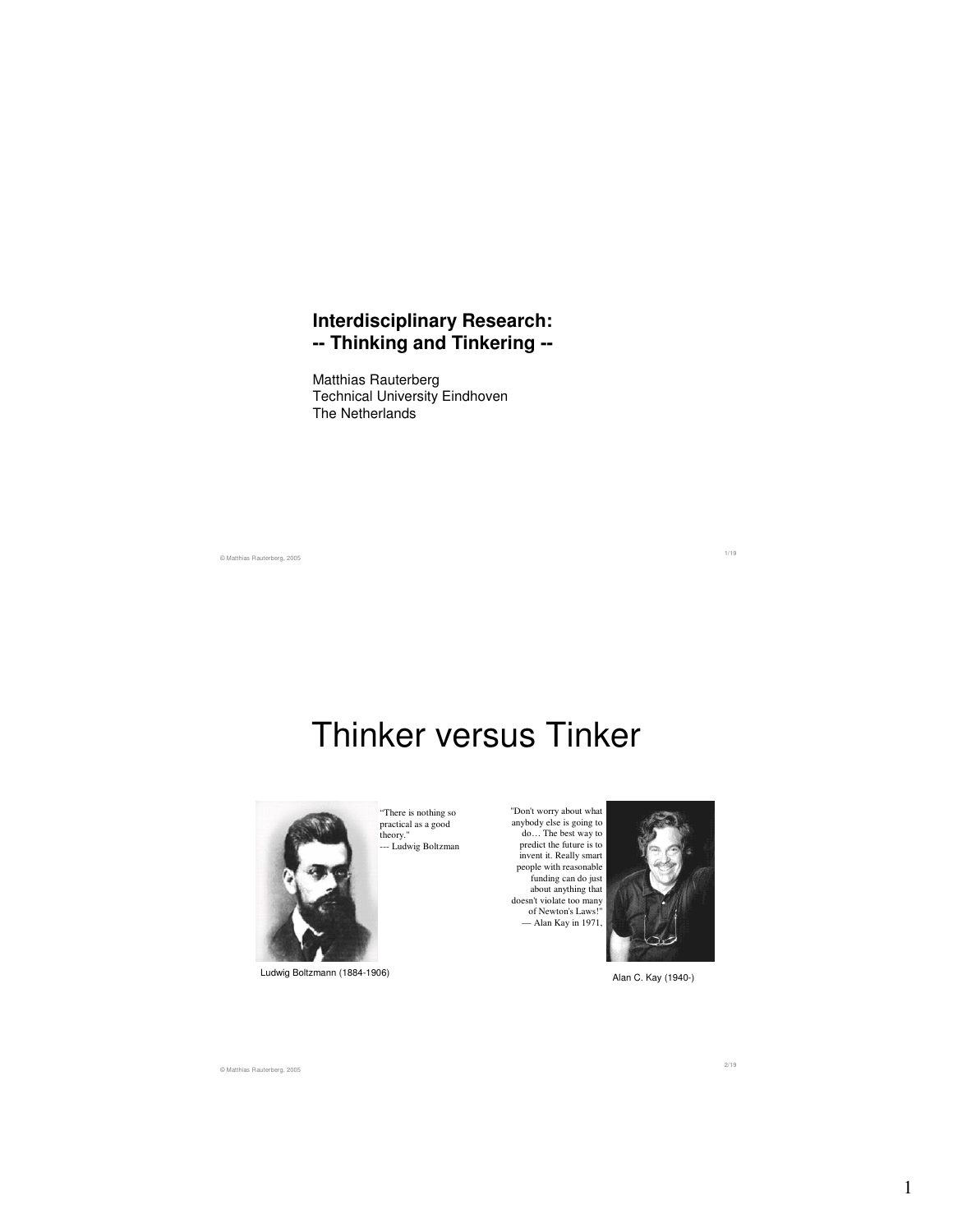**Interdisciplinary Research:**
**-- Thinking and Tinkering --**

Matthias Rauterberg
Technical University Eindhoven
The Netherlands

© Matthias Rauterberg, 2005

# Thinker versus Tinker

"There is nothing so practical as a good theory."
--- Ludwig Boltzman

Ludwig Boltzmann (1884-1906)

"Don't worry about what anybody else is going to do… The best way to predict the future is to invent it. Really smart people with reasonable funding can do just about anything that doesn't violate too many of Newton's Laws!"
— Alan Kay in 1971,

Alan C. Kay (1940-)

© Matthias Rauterberg, 2005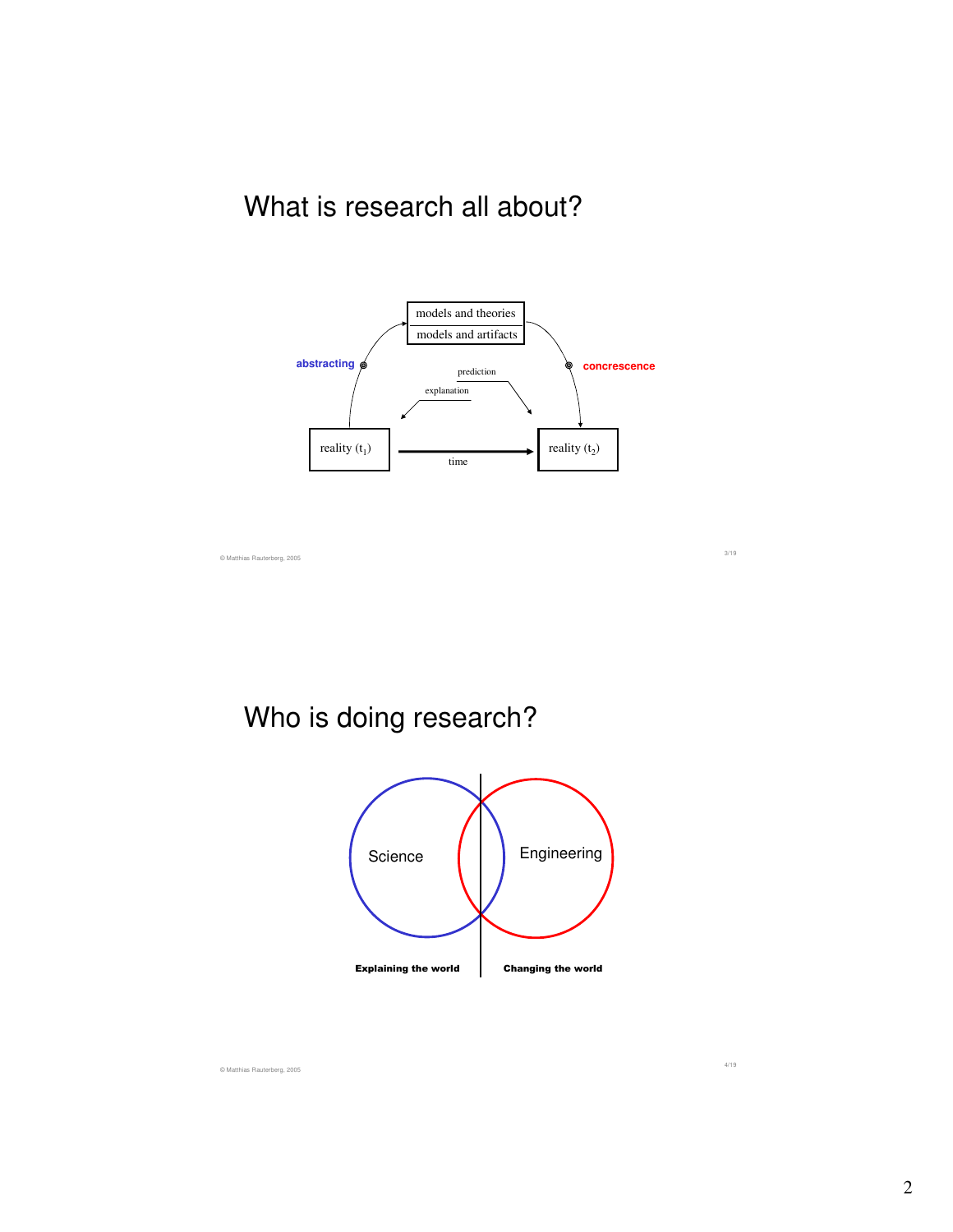## What is research all about?

models and theories

models and artifacts

abstracting

concrescence

prediction

explanation

reality ($t_1$)

reality ($t_2$)

time

© Matthias Rauterberg, 2005

## Who is doing research?

Science

Engineering

**Explaining the world**

**Changing the world**

© Matthias Rauterberg, 2005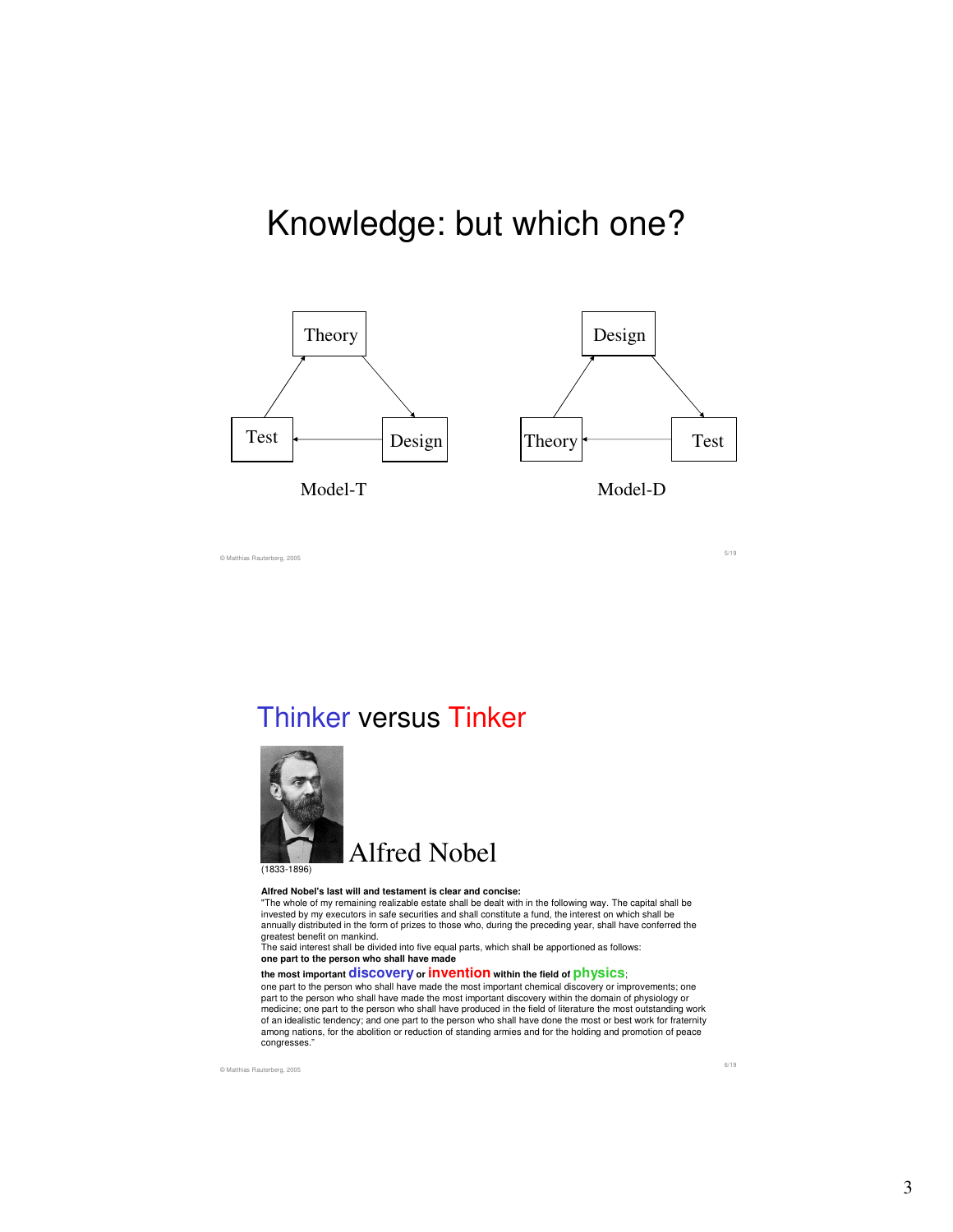# Knowledge: but which one?

Theory → Design → Test → Theory

Model-T

Design → Test → Theory → Design

Model-D

© Matthias Rauterberg, 2005

# Thinker versus Tinker

Alfred Nobel

(1833-1896)

**Alfred Nobel's last will and testament is clear and concise:**

"The whole of my remaining realizable estate shall be dealt with in the following way. The capital shall be invested by my executors in safe securities and shall constitute a fund, the interest on which shall be annually distributed in the form of prizes to those who, during the preceding year, shall have conferred the greatest benefit on mankind.

The said interest shall be divided into five equal parts, which shall be apportioned as follows:

**one part to the person who shall have made**

**the most important discovery or invention within the field of physics**;

one part to the person who shall have made the most important chemical discovery or improvements; one part to the person who shall have made the most important discovery within the domain of physiology or medicine; one part to the person who shall have produced in the field of literature the most outstanding work of an idealistic tendency; and one part to the person who shall have done the most or best work for fraternity among nations, for the abolition or reduction of standing armies and for the holding and promotion of peace congresses."

© Matthias Rauterberg, 2005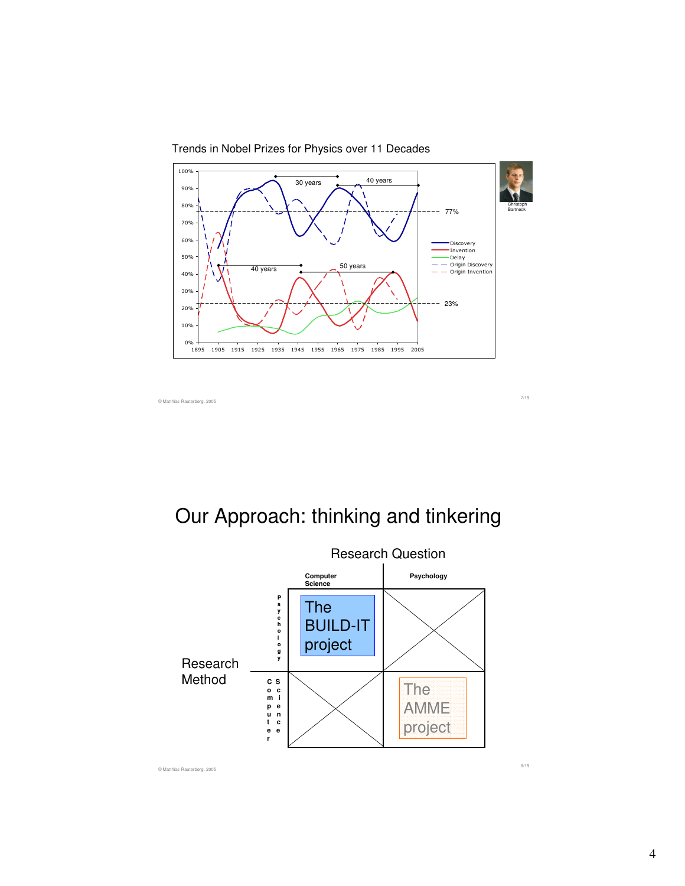## Trends in Nobel Prizes for Physics over 11 Decades

Legend: Discovery, Invention, Delay, Origin Discovery, Origin Invention

Annotations: 30 years, 40 years, 40 years, 50 years, 77%, 23%

Christoph Bartneck

© Matthias Rauterberg, 2005

# Our Approach: thinking and tinkering

|  |  | Research Question |  |
|---|---|---|---|
|  |  | Computer Science | Psychology |
| Research Method | Psychology | The BUILD-IT project |  |
|  | Computer Science |  | The AMME project |

© Matthias Rauterberg, 2005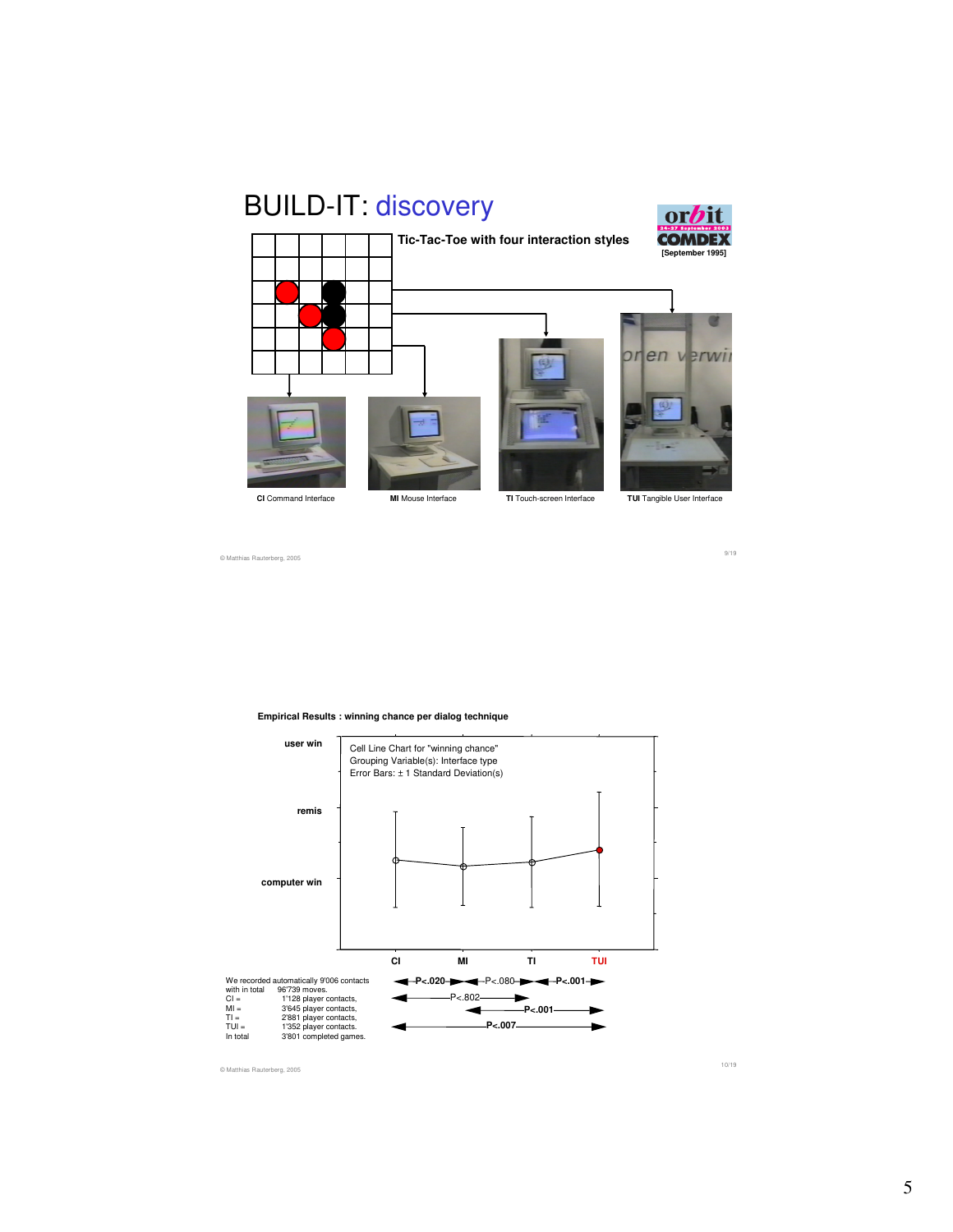# BUILD-IT: discovery

**Tic-Tac-Toe with four interaction styles**

**[September 1995]**

**CI** Command Interface

**MI** Mouse Interface

**TI** Touch-screen Interface

**TUI** Tangible User Interface

© Matthias Rauterberg, 2005

**Empirical Results : winning chance per dialog technique**

Cell Line Chart for "winning chance"
Grouping Variable(s): Interface type
Error Bars: ± 1 Standard Deviation(s)

user win / remis / computer win

CI, MI, TI, TUI

**P<.020**, P<.080, **P<.001**, P<.802, **P<.001**, **P<.007**

We recorded automatically 9'006 contacts with in total 96'739 moves.

CI = 1'128 player contacts,
MI = 3'645 player contacts,
TI = 2'881 player contacts,
TUI = 1'352 player contacts.
In total 3'801 completed games.

© Matthias Rauterberg, 2005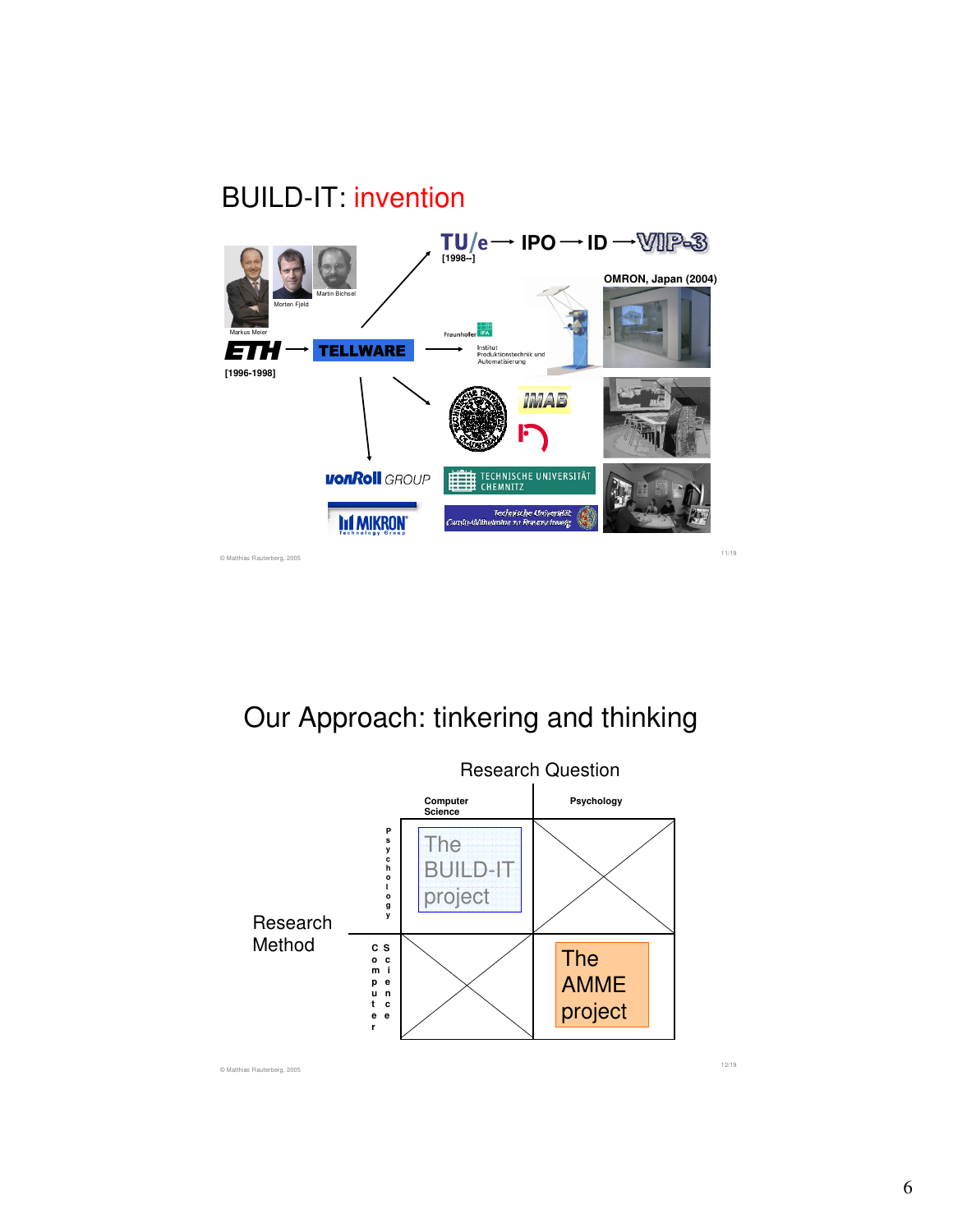# BUILD-IT: invention

Markus Meier, Morten Fjeld, Martin Bichsel

ETH [1996-1998] → TELLWARE

TU/e [1998--] → IPO → ID → VIP-3

OMRON, Japan (2004)

Fraunhofer IPA — Institut Produktionstechnik und Automatisierung

IMAB

vonRoll GROUP

MIKRON Technology Group

TECHNISCHE UNIVERSITÄT CHEMNITZ

Technische Universität Carolo-Wilhelmina zu Braunschweig

© Matthias Rauterberg, 2005

# Our Approach: tinkering and thinking

| Research Method \ Research Question | Computer Science | Psychology |
|---|---|---|
| Psychology | The BUILD-IT project | |
| Computer Science | | The AMME project |

© Matthias Rauterberg, 2005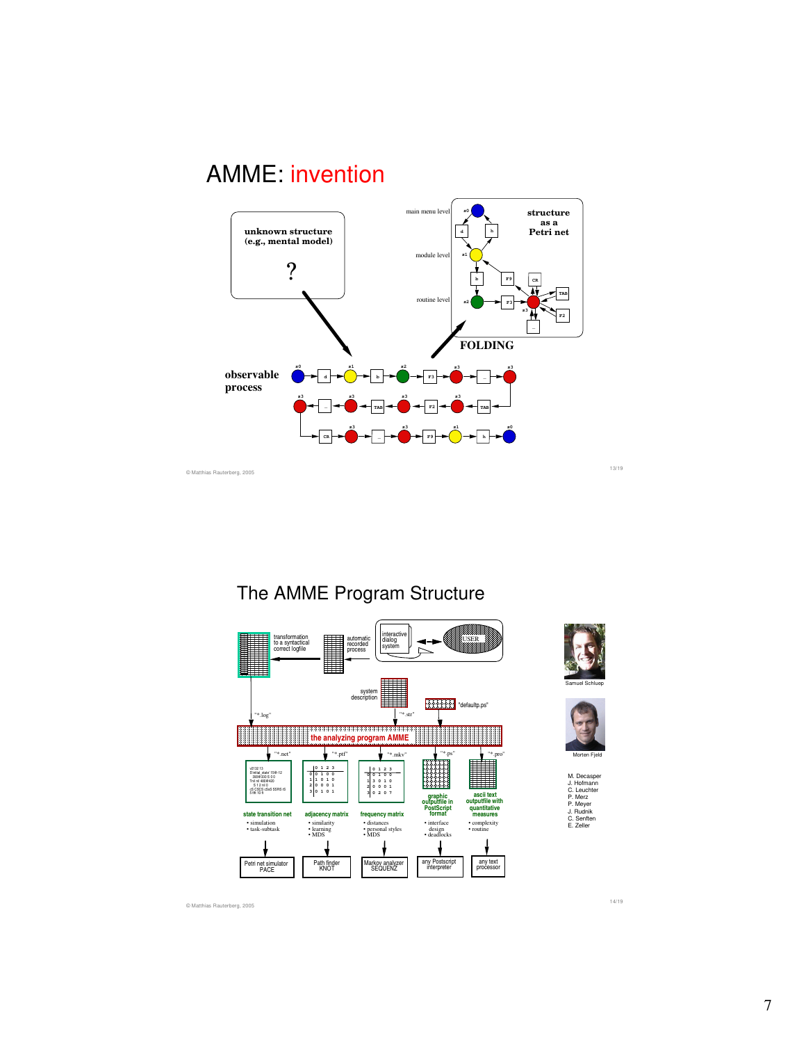# AMME: invention

unknown structure (e.g., mental model)

?

main menu level

module level

routine level

structure as a Petri net

FOLDING

observable process

© Matthias Rauterberg, 2005

# The AMME Program Structure

transformation to a syntactical correct logfile

automatic recorded process

interactive dialog system

USER

system description

"defaultp.ps"

"*.log"

"*.str"

the analyzing program AMME

"*.net" "*.pti" "*.mkv" "*.ps" "*.pro"

state transition net
- simulation
- task-subtask

adjacency matrix
- similarity
- learning
- MDS

frequency matrix
- distances
- personal styles
- MDS

graphic outputfile in PostScript format
- interface design
- deadlocks

ascii text outputfile with quantitative measures
- complexity
- routine

Petri net simulator PACE

Path finder KNOT

Markov analyzer SEQUENZ

any Postscript interpreter

any text processor

Samuel Schluep

Morten Fjeld

M. Decasper
J. Hofmann
C. Leuchter
P. Merz
P. Meyer
J. Rudnik
C. Senften
E. Zeller

© Matthias Rauterberg, 2005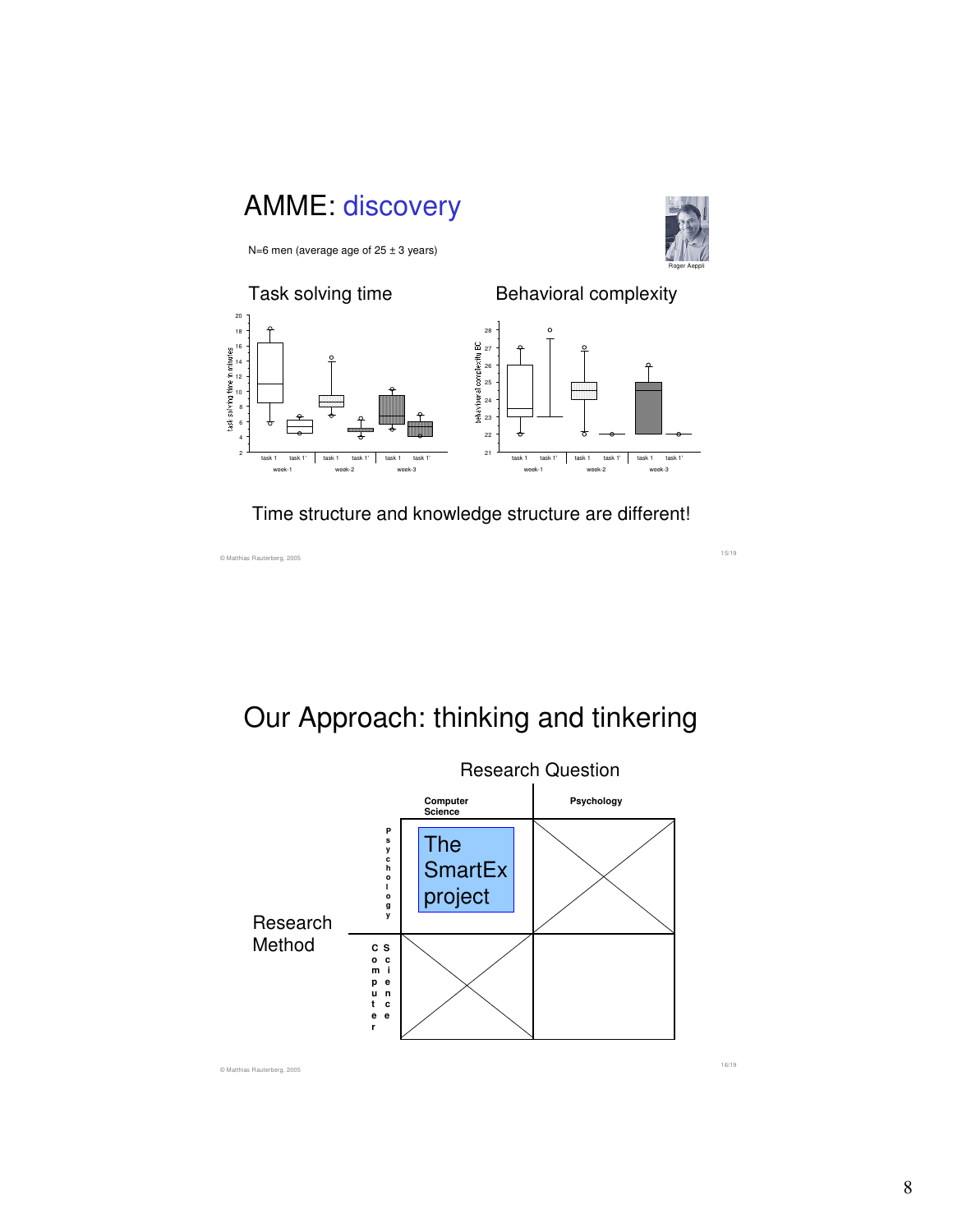# AMME: discovery

N=6 men (average age of 25 ± 3 years)

Roger Aeppli

## Task solving time

## Behavioral complexity

Time structure and knowledge structure are different!

© Matthias Rauterberg, 2005

# Our Approach: thinking and tinkering

|  |  | Research Question |  |
|---|---|---|---|
|  |  | Computer Science | Psychology |
| Research Method | Psychology | The SmartEx project |  |
|  | Computer Science |  |  |

© Matthias Rauterberg, 2005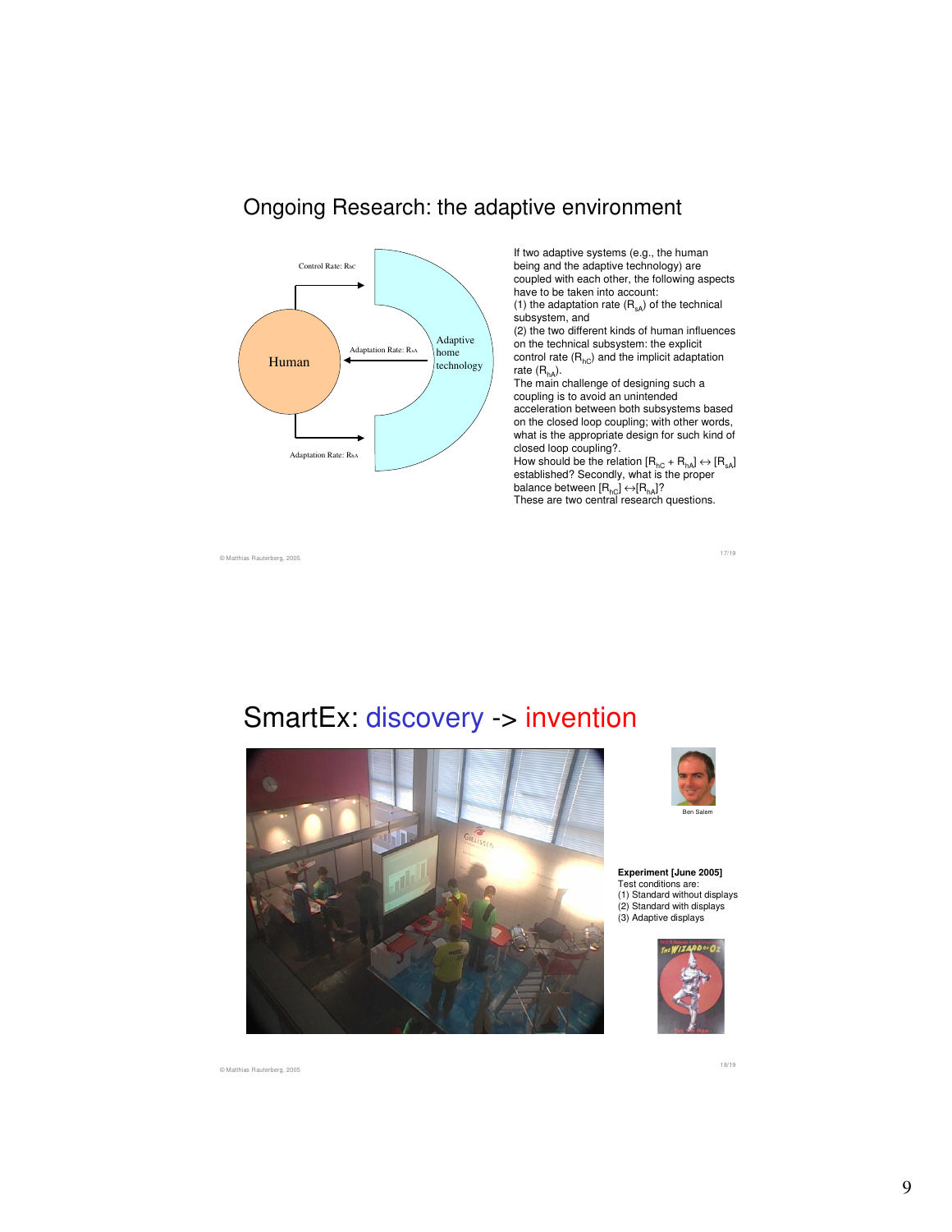## Ongoing Research: the adaptive environment

Control Rate: $R_{hC}$

Human

Adaptation Rate: $R_{sA}$

Adaptive home technology

Adaptation Rate: $R_{hA}$

If two adaptive systems (e.g., the human being and the adaptive technology) are coupled with each other, the following aspects have to be taken into account:
(1) the adaptation rate ($R_{sA}$) of the technical subsystem, and
(2) the two different kinds of human influences on the technical subsystem: the explicit control rate ($R_{hC}$) and the implicit adaptation rate ($R_{hA}$).
The main challenge of designing such a coupling is to avoid an unintended acceleration between both subsystems based on the closed loop coupling; with other words, what is the appropriate design for such kind of closed loop coupling?.
How should be the relation $[R_{hC} + R_{hA}] \leftrightarrow [R_{sA}]$ established? Secondly, what is the proper balance between $[R_{hC}] \leftrightarrow [R_{hA}]$?
These are two central research questions.

© Matthias Rauterberg, 2005

## SmartEx: discovery -> invention

Ben Salem

**Experiment [June 2005]**
Test conditions are:
(1) Standard without displays
(2) Standard with displays
(3) Adaptive displays

© Matthias Rauterberg, 2005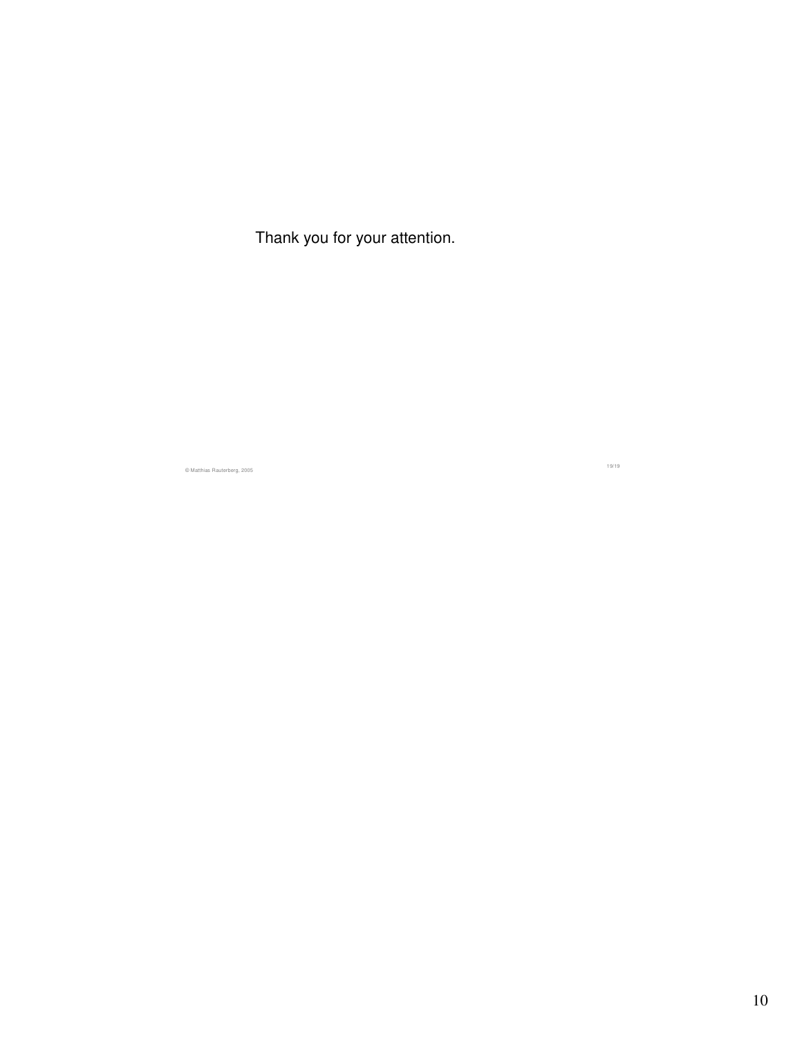Thank you for your attention.

© Matthias Rauterberg, 2005